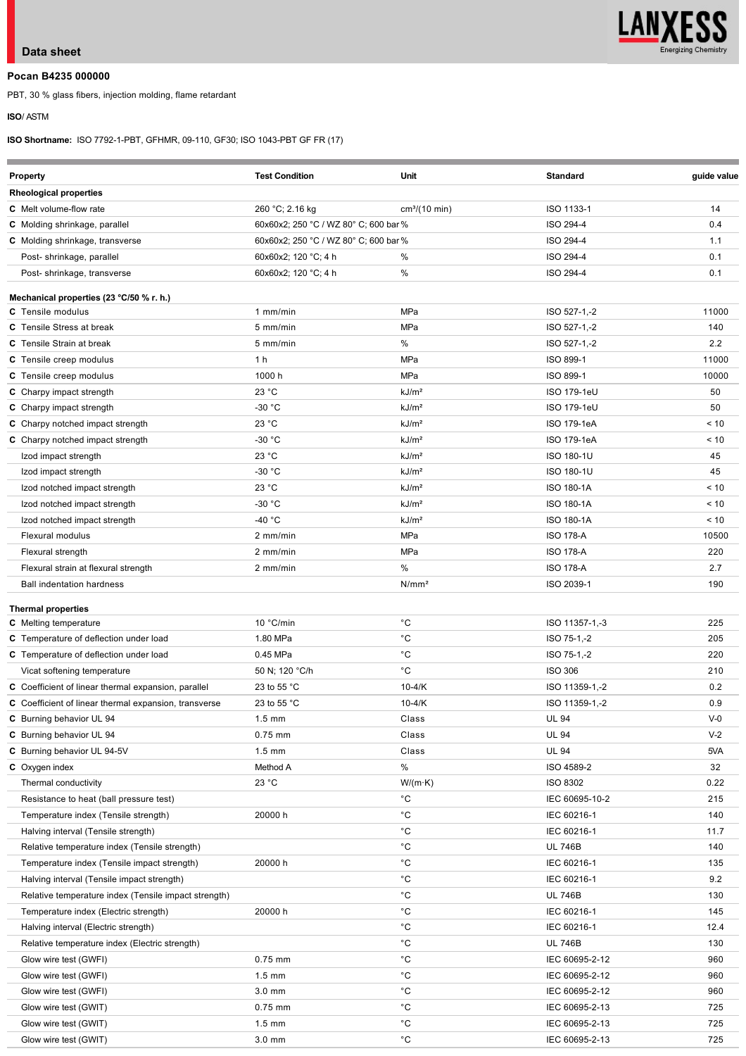## Data sheet

LANXESS
Energizing Chemistry

**Pocan B4235 000000**

PBT, 30 % glass fibers, injection molding, flame retardant

**ISO**/ ASTM

**ISO Shortname:** ISO 7792-1-PBT, GFHMR, 09-110, GF30; ISO 1043-PBT GF FR (17)

| Property | Test Condition | Unit | Standard | guide value |
|---|---|---|---|---|
| **Rheological properties** | | | | |
| **C** Melt volume-flow rate | 260 °C; 2.16 kg | cm³/(10 min) | ISO 1133-1 | 14 |
| **C** Molding shrinkage, parallel | 60x60x2; 250 °C / WZ 80° C; 600 bar | % | ISO 294-4 | 0.4 |
| **C** Molding shrinkage, transverse | 60x60x2; 250 °C / WZ 80° C; 600 bar | % | ISO 294-4 | 1.1 |
| Post- shrinkage, parallel | 60x60x2; 120 °C; 4 h | % | ISO 294-4 | 0.1 |
| Post- shrinkage, transverse | 60x60x2; 120 °C; 4 h | % | ISO 294-4 | 0.1 |
| **Mechanical properties (23 °C/50 % r. h.)** | | | | |
| **C** Tensile modulus | 1 mm/min | MPa | ISO 527-1,-2 | 11000 |
| **C** Tensile Stress at break | 5 mm/min | MPa | ISO 527-1,-2 | 140 |
| **C** Tensile Strain at break | 5 mm/min | % | ISO 527-1,-2 | 2.2 |
| **C** Tensile creep modulus | 1 h | MPa | ISO 899-1 | 11000 |
| **C** Tensile creep modulus | 1000 h | MPa | ISO 899-1 | 10000 |
| **C** Charpy impact strength | 23 °C | kJ/m² | ISO 179-1eU | 50 |
| **C** Charpy impact strength | -30 °C | kJ/m² | ISO 179-1eU | 50 |
| **C** Charpy notched impact strength | 23 °C | kJ/m² | ISO 179-1eA | < 10 |
| **C** Charpy notched impact strength | -30 °C | kJ/m² | ISO 179-1eA | < 10 |
| Izod impact strength | 23 °C | kJ/m² | ISO 180-1U | 45 |
| Izod impact strength | -30 °C | kJ/m² | ISO 180-1U | 45 |
| Izod notched impact strength | 23 °C | kJ/m² | ISO 180-1A | < 10 |
| Izod notched impact strength | -30 °C | kJ/m² | ISO 180-1A | < 10 |
| Izod notched impact strength | -40 °C | kJ/m² | ISO 180-1A | < 10 |
| Flexural modulus | 2 mm/min | MPa | ISO 178-A | 10500 |
| Flexural strength | 2 mm/min | MPa | ISO 178-A | 220 |
| Flexural strain at flexural strength | 2 mm/min | % | ISO 178-A | 2.7 |
| Ball indentation hardness | | N/mm² | ISO 2039-1 | 190 |
| **Thermal properties** | | | | |
| **C** Melting temperature | 10 °C/min | °C | ISO 11357-1,-3 | 225 |
| **C** Temperature of deflection under load | 1.80 MPa | °C | ISO 75-1,-2 | 205 |
| **C** Temperature of deflection under load | 0.45 MPa | °C | ISO 75-1,-2 | 220 |
| Vicat softening temperature | 50 N; 120 °C/h | °C | ISO 306 | 210 |
| **C** Coefficient of linear thermal expansion, parallel | 23 to 55 °C | 10-4/K | ISO 11359-1,-2 | 0.2 |
| **C** Coefficient of linear thermal expansion, transverse | 23 to 55 °C | 10-4/K | ISO 11359-1,-2 | 0.9 |
| **C** Burning behavior UL 94 | 1.5 mm | Class | UL 94 | V-0 |
| **C** Burning behavior UL 94 | 0.75 mm | Class | UL 94 | V-2 |
| **C** Burning behavior UL 94-5V | 1.5 mm | Class | UL 94 | 5VA |
| **C** Oxygen index | Method A | % | ISO 4589-2 | 32 |
| Thermal conductivity | 23 °C | W/(m·K) | ISO 8302 | 0.22 |
| Resistance to heat (ball pressure test) | | °C | IEC 60695-10-2 | 215 |
| Temperature index (Tensile strength) | 20000 h | °C | IEC 60216-1 | 140 |
| Halving interval (Tensile strength) | | °C | IEC 60216-1 | 11.7 |
| Relative temperature index (Tensile strength) | | °C | UL 746B | 140 |
| Temperature index (Tensile impact strength) | 20000 h | °C | IEC 60216-1 | 135 |
| Halving interval (Tensile impact strength) | | °C | IEC 60216-1 | 9.2 |
| Relative temperature index (Tensile impact strength) | | °C | UL 746B | 130 |
| Temperature index (Electric strength) | 20000 h | °C | IEC 60216-1 | 145 |
| Halving interval (Electric strength) | | °C | IEC 60216-1 | 12.4 |
| Relative temperature index (Electric strength) | | °C | UL 746B | 130 |
| Glow wire test (GWFI) | 0.75 mm | °C | IEC 60695-2-12 | 960 |
| Glow wire test (GWFI) | 1.5 mm | °C | IEC 60695-2-12 | 960 |
| Glow wire test (GWFI) | 3.0 mm | °C | IEC 60695-2-12 | 960 |
| Glow wire test (GWIT) | 0.75 mm | °C | IEC 60695-2-13 | 725 |
| Glow wire test (GWIT) | 1.5 mm | °C | IEC 60695-2-13 | 725 |
| Glow wire test (GWIT) | 3.0 mm | °C | IEC 60695-2-13 | 725 |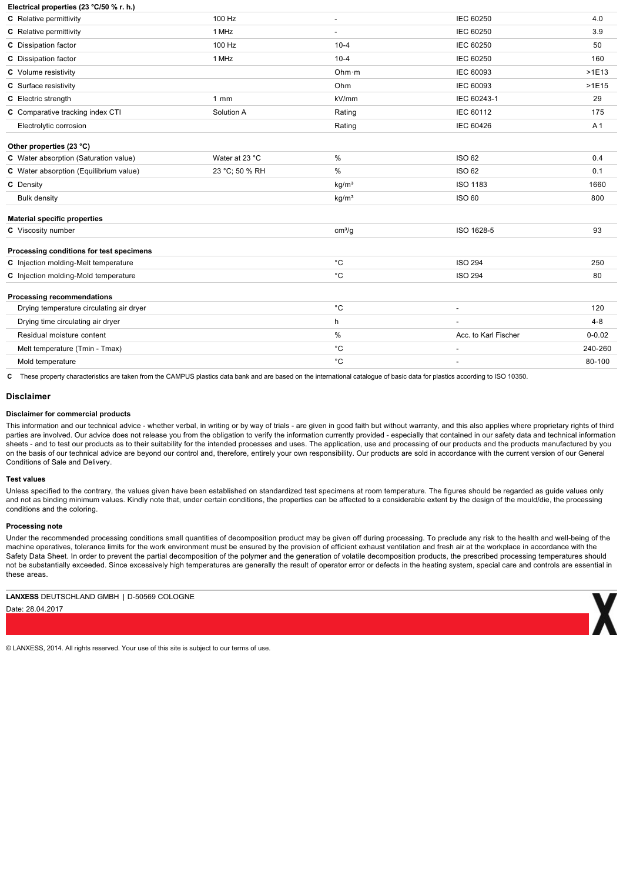| | | | | |
|---|---|---|---|---|
| **Electrical properties (23 °C/50 % r. h.)** | | | | |
| **C** Relative permittivity | 100 Hz | - | IEC 60250 | 4.0 |
| **C** Relative permittivity | 1 MHz | - | IEC 60250 | 3.9 |
| **C** Dissipation factor | 100 Hz | 10-4 | IEC 60250 | 50 |
| **C** Dissipation factor | 1 MHz | 10-4 | IEC 60250 | 160 |
| **C** Volume resistivity | | Ohm·m | IEC 60093 | >1E13 |
| **C** Surface resistivity | | Ohm | IEC 60093 | >1E15 |
| **C** Electric strength | 1 mm | kV/mm | IEC 60243-1 | 29 |
| **C** Comparative tracking index CTI | Solution A | Rating | IEC 60112 | 175 |
| Electrolytic corrosion | | Rating | IEC 60426 | A 1 |
| **Other properties (23 °C)** | | | | |
| **C** Water absorption (Saturation value) | Water at 23 °C | % | ISO 62 | 0.4 |
| **C** Water absorption (Equilibrium value) | 23 °C; 50 % RH | % | ISO 62 | 0.1 |
| **C** Density | | kg/m³ | ISO 1183 | 1660 |
| Bulk density | | kg/m³ | ISO 60 | 800 |
| **Material specific properties** | | | | |
| **C** Viscosity number | | cm³/g | ISO 1628-5 | 93 |
| **Processing conditions for test specimens** | | | | |
| **C** Injection molding-Melt temperature | | °C | ISO 294 | 250 |
| **C** Injection molding-Mold temperature | | °C | ISO 294 | 80 |
| **Processing recommendations** | | | | |
| Drying temperature circulating air dryer | | °C | - | 120 |
| Drying time circulating air dryer | | h | - | 4-8 |
| Residual moisture content | | % | Acc. to Karl Fischer | 0-0.02 |
| Melt temperature (Tmin - Tmax) | | °C | - | 240-260 |
| Mold temperature | | °C | - | 80-100 |

**C** These property characteristics are taken from the CAMPUS plastics data bank and are based on the international catalogue of basic data for plastics according to ISO 10350.

## Disclaimer

### Disclaimer for commercial products

This information and our technical advice - whether verbal, in writing or by way of trials - are given in good faith but without warranty, and this also applies where proprietary rights of third parties are involved. Our advice does not release you from the obligation to verify the information currently provided - especially that contained in our safety data and technical information sheets - and to test our products as to their suitability for the intended processes and uses. The application, use and processing of our products and the products manufactured by you on the basis of our technical advice are beyond our control and, therefore, entirely your own responsibility. Our products are sold in accordance with the current version of our General Conditions of Sale and Delivery.

### Test values

Unless specified to the contrary, the values given have been established on standardized test specimens at room temperature. The figures should be regarded as guide values only and not as binding minimum values. Kindly note that, under certain conditions, the properties can be affected to a considerable extent by the design of the mould/die, the processing conditions and the coloring.

### Processing note

Under the recommended processing conditions small quantities of decomposition product may be given off during processing. To preclude any risk to the health and well-being of the machine operatives, tolerance limits for the work environment must be ensured by the provision of efficient exhaust ventilation and fresh air at the workplace in accordance with the Safety Data Sheet. In order to prevent the partial decomposition of the polymer and the generation of volatile decomposition products, the prescribed processing temperatures should not be substantially exceeded. Since excessively high temperatures are generally the result of operator error or defects in the heating system, special care and controls are essential in these areas.

**LANXESS** DEUTSCHLAND GMBH | D-50569 COLOGNE

Date: 28.04.2017

© LANXESS, 2014. All rights reserved. Your use of this site is subject to our terms of use.